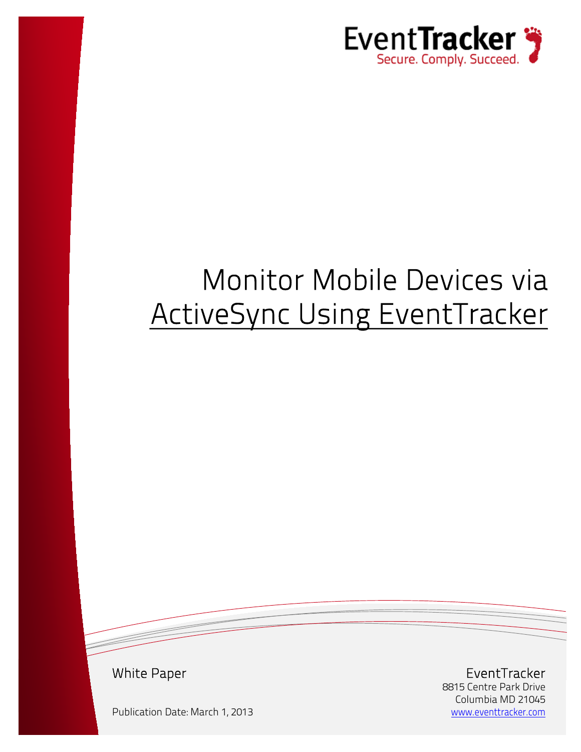EventTracker
Secure. Comply. Succeed.

# Monitor Mobile Devices via ActiveSync Using EventTracker

White Paper

Publication Date: March 1, 2013

EventTracker
8815 Centre Park Drive
Columbia MD 21045
www.eventtracker.com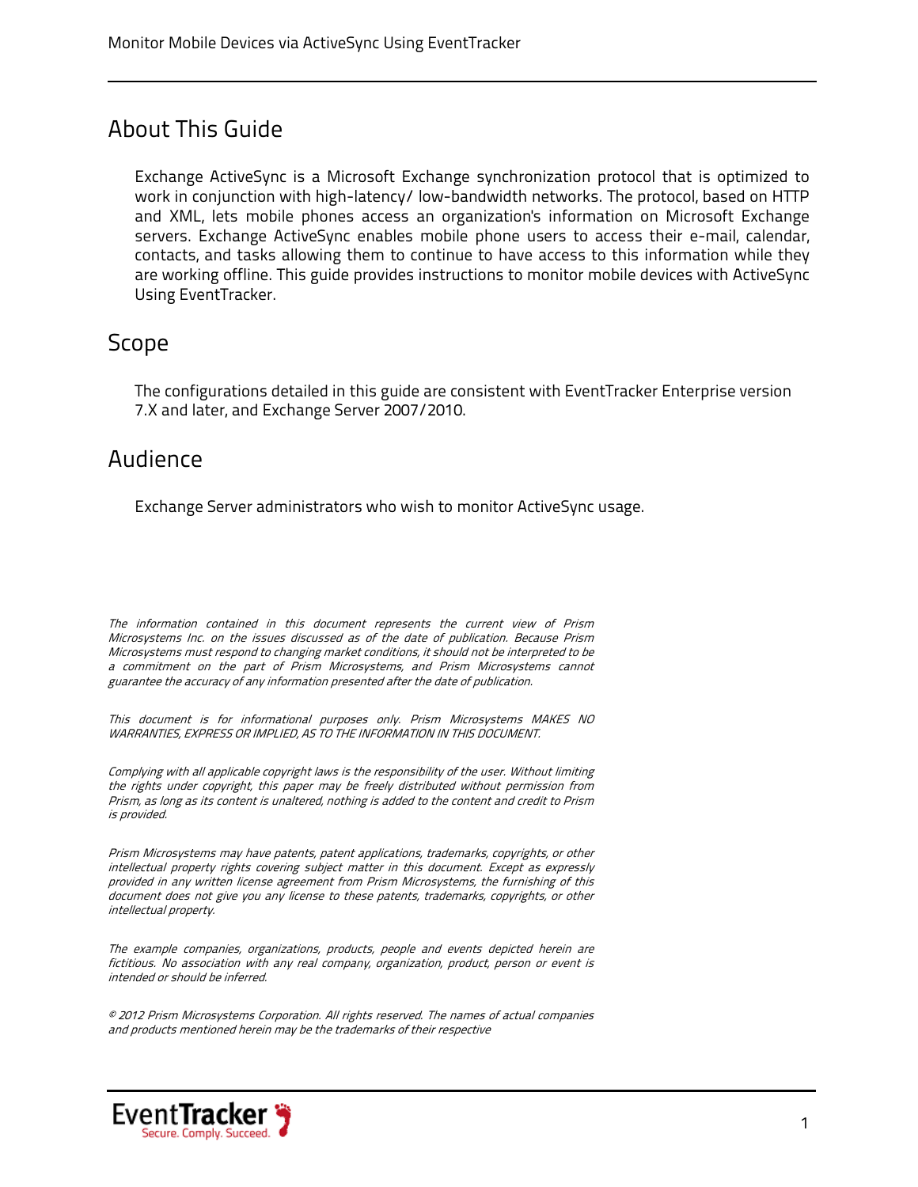## About This Guide

Exchange ActiveSync is a Microsoft Exchange synchronization protocol that is optimized to work in conjunction with high-latency/ low-bandwidth networks. The protocol, based on HTTP and XML, lets mobile phones access an organization's information on Microsoft Exchange servers. Exchange ActiveSync enables mobile phone users to access their e-mail, calendar, contacts, and tasks allowing them to continue to have access to this information while they are working offline. This guide provides instructions to monitor mobile devices with ActiveSync Using EventTracker.

## Scope

The configurations detailed in this guide are consistent with EventTracker Enterprise version 7.X and later, and Exchange Server 2007/2010.

## Audience

Exchange Server administrators who wish to monitor ActiveSync usage.

*The information contained in this document represents the current view of Prism Microsystems Inc. on the issues discussed as of the date of publication. Because Prism Microsystems must respond to changing market conditions, it should not be interpreted to be a commitment on the part of Prism Microsystems, and Prism Microsystems cannot guarantee the accuracy of any information presented after the date of publication.*

*This document is for informational purposes only. Prism Microsystems MAKES NO WARRANTIES, EXPRESS OR IMPLIED, AS TO THE INFORMATION IN THIS DOCUMENT.*

*Complying with all applicable copyright laws is the responsibility of the user. Without limiting the rights under copyright, this paper may be freely distributed without permission from Prism, as long as its content is unaltered, nothing is added to the content and credit to Prism is provided.*

*Prism Microsystems may have patents, patent applications, trademarks, copyrights, or other intellectual property rights covering subject matter in this document. Except as expressly provided in any written license agreement from Prism Microsystems, the furnishing of this document does not give you any license to these patents, trademarks, copyrights, or other intellectual property.*

*The example companies, organizations, products, people and events depicted herein are fictitious. No association with any real company, organization, product, person or event is intended or should be inferred.*

*© 2012 Prism Microsystems Corporation. All rights reserved. The names of actual companies and products mentioned herein may be the trademarks of their respective*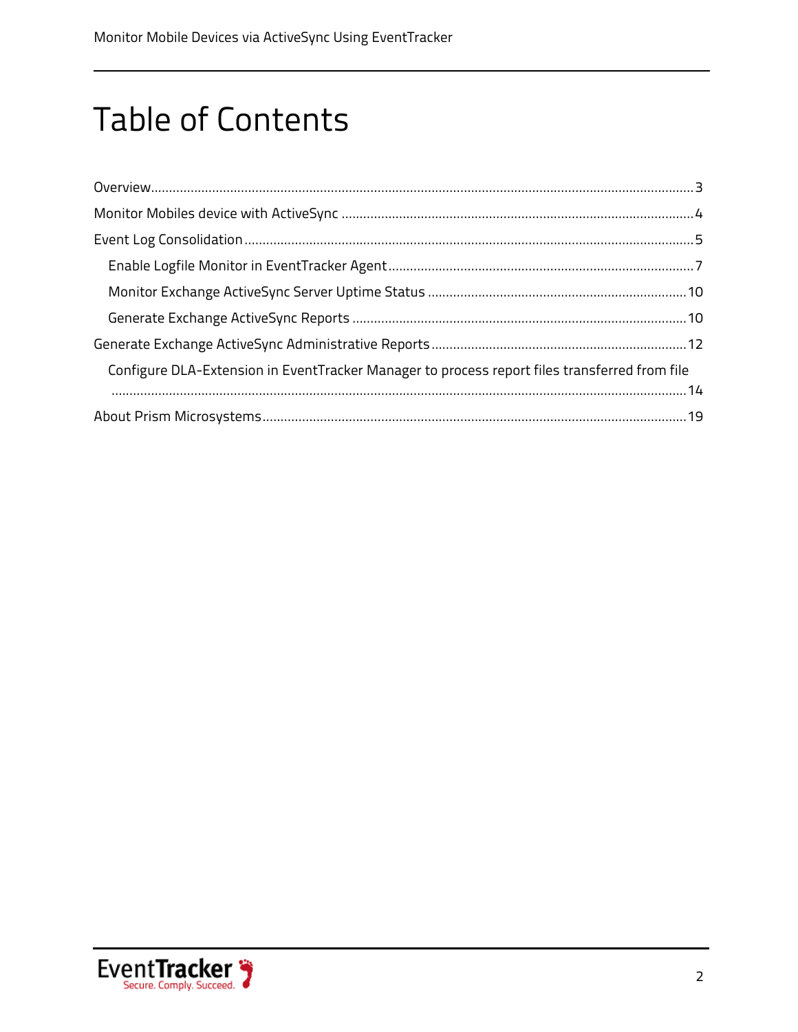# Table of Contents

- Overview ........ 3
- Monitor Mobiles device with ActiveSync ........ 4
- Event Log Consolidation ........ 5
  - Enable Logfile Monitor in EventTracker Agent ........ 7
  - Monitor Exchange ActiveSync Server Uptime Status ........ 10
  - Generate Exchange ActiveSync Reports ........ 10
- Generate Exchange ActiveSync Administrative Reports ........ 12
  - Configure DLA-Extension in EventTracker Manager to process report files transferred from file ........ 14
- About Prism Microsystems ........ 19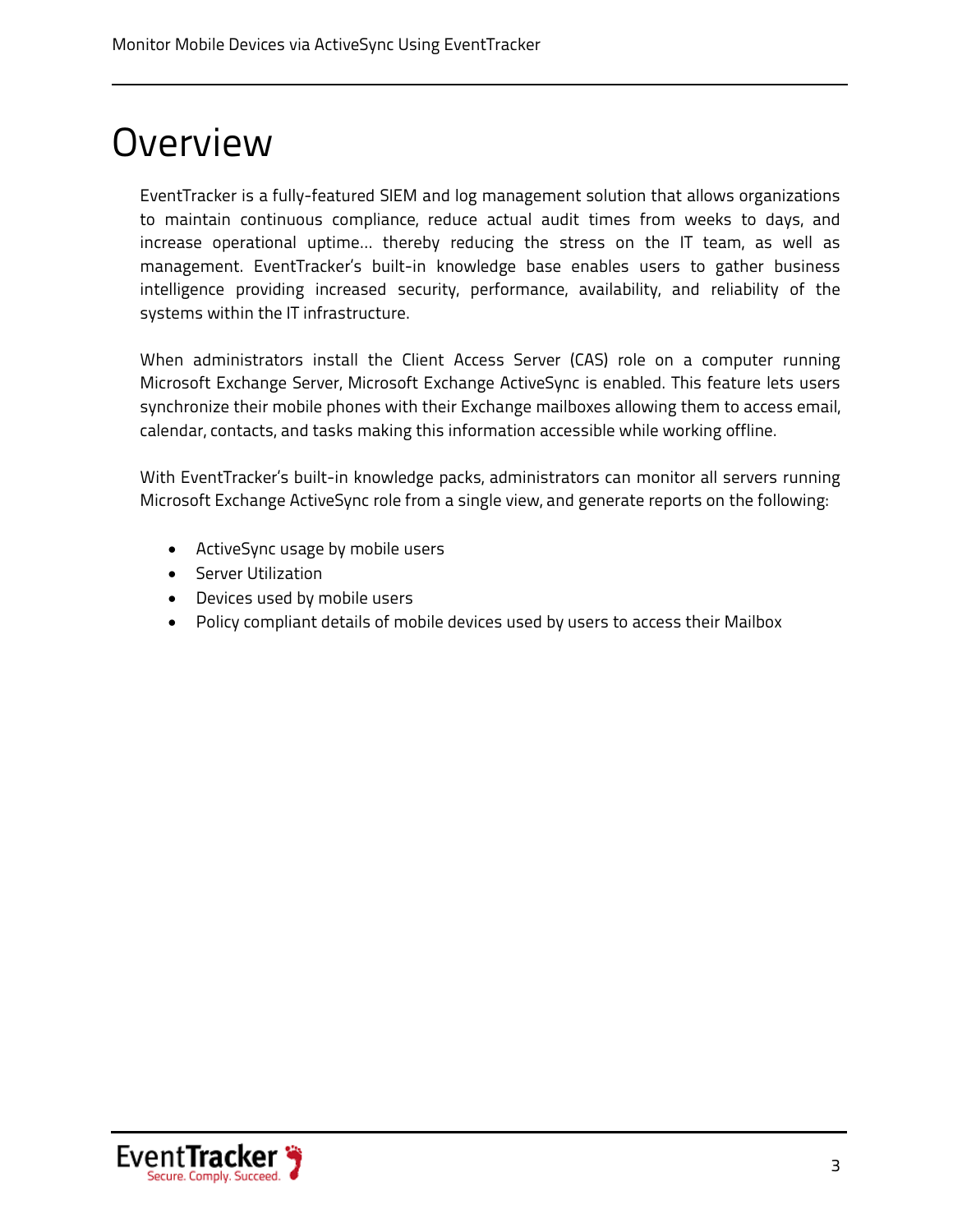# Overview

EventTracker is a fully-featured SIEM and log management solution that allows organizations to maintain continuous compliance, reduce actual audit times from weeks to days, and increase operational uptime… thereby reducing the stress on the IT team, as well as management. EventTracker's built-in knowledge base enables users to gather business intelligence providing increased security, performance, availability, and reliability of the systems within the IT infrastructure.

When administrators install the Client Access Server (CAS) role on a computer running Microsoft Exchange Server, Microsoft Exchange ActiveSync is enabled. This feature lets users synchronize their mobile phones with their Exchange mailboxes allowing them to access email, calendar, contacts, and tasks making this information accessible while working offline.

With EventTracker's built-in knowledge packs, administrators can monitor all servers running Microsoft Exchange ActiveSync role from a single view, and generate reports on the following:

- ActiveSync usage by mobile users
- Server Utilization
- Devices used by mobile users
- Policy compliant details of mobile devices used by users to access their Mailbox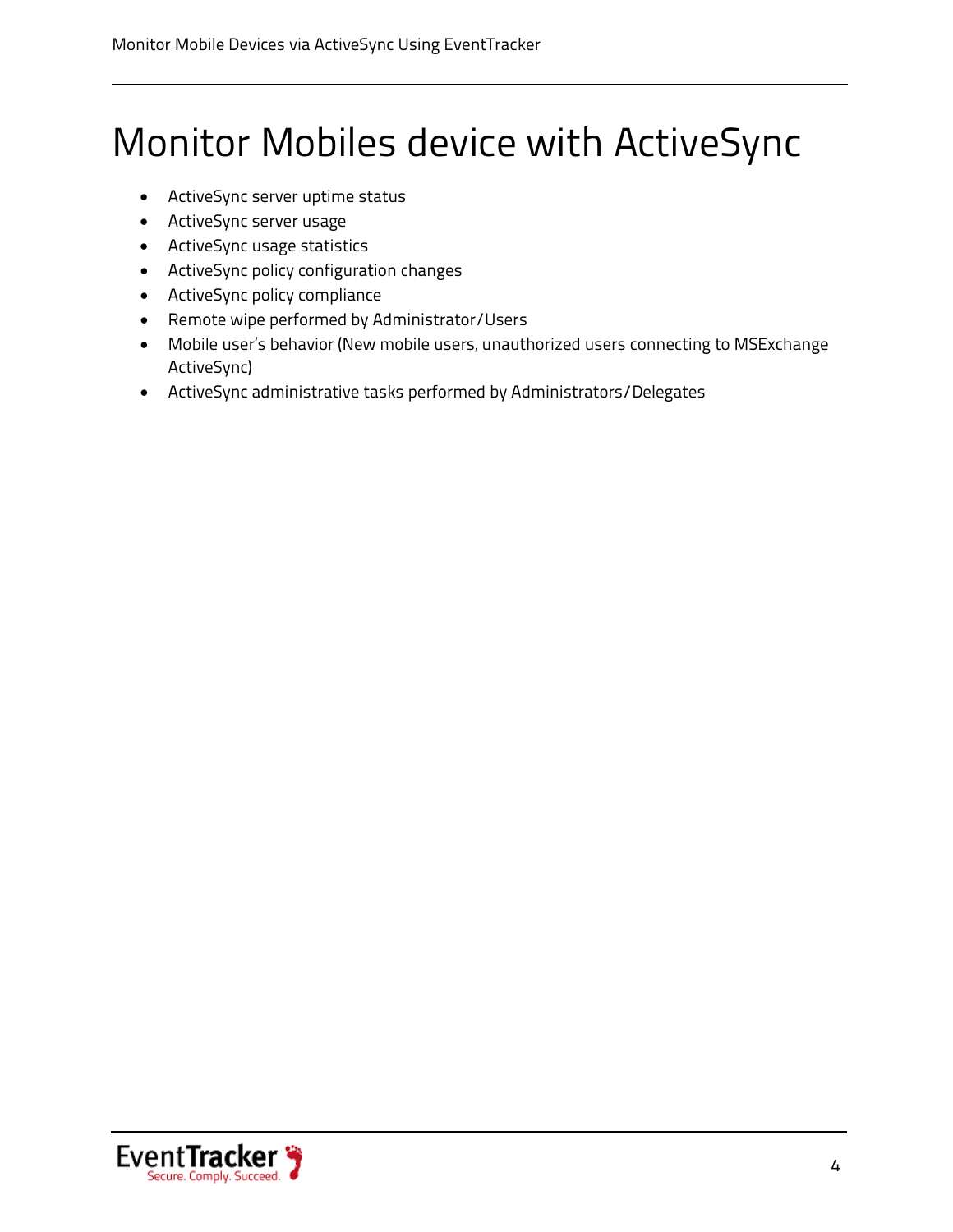# Monitor Mobiles device with ActiveSync

- ActiveSync server uptime status
- ActiveSync server usage
- ActiveSync usage statistics
- ActiveSync policy configuration changes
- ActiveSync policy compliance
- Remote wipe performed by Administrator/Users
- Mobile user's behavior (New mobile users, unauthorized users connecting to MSExchange ActiveSync)
- ActiveSync administrative tasks performed by Administrators/Delegates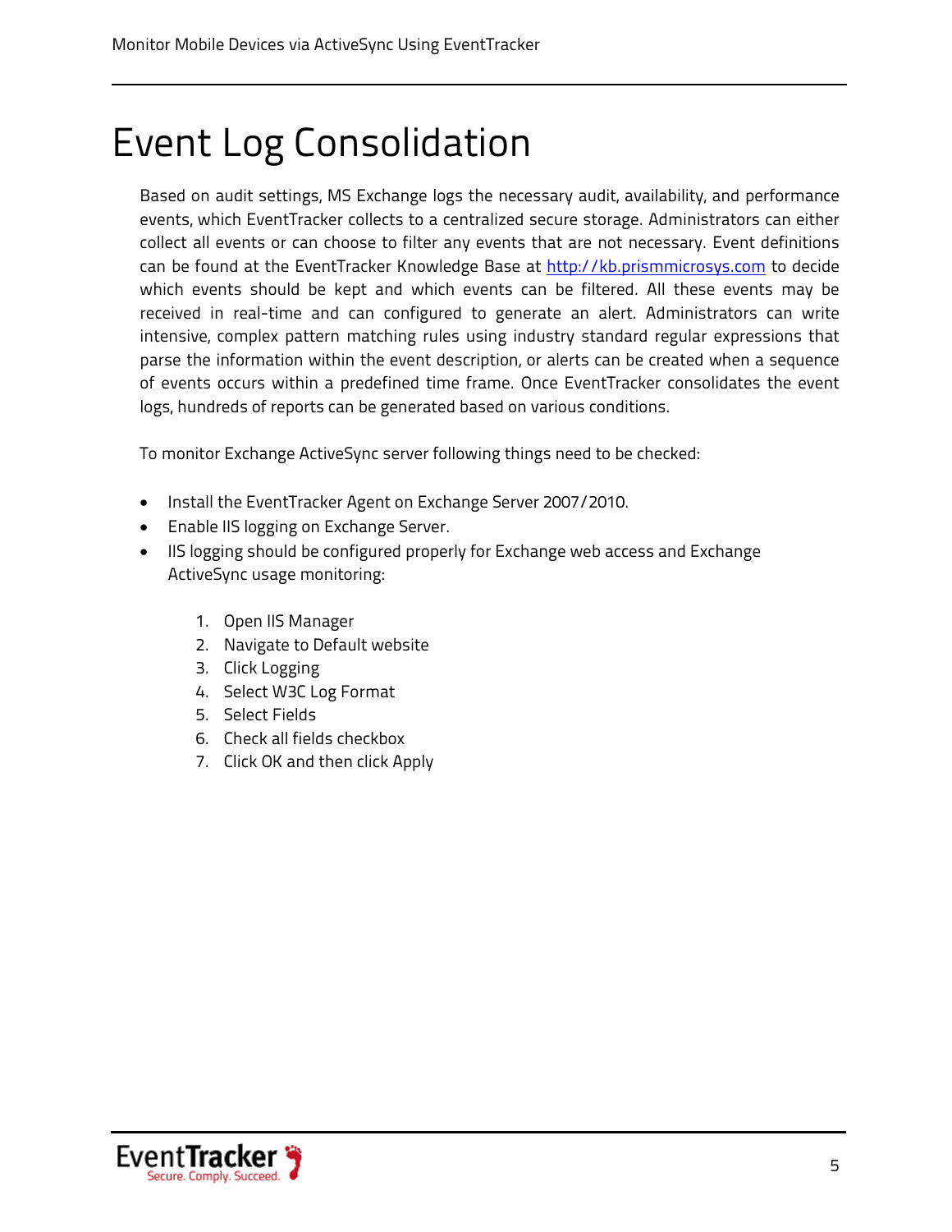# Event Log Consolidation

Based on audit settings, MS Exchange logs the necessary audit, availability, and performance events, which EventTracker collects to a centralized secure storage. Administrators can either collect all events or can choose to filter any events that are not necessary. Event definitions can be found at the EventTracker Knowledge Base at [http://kb.prismmicrosys.com](http://kb.prismmicrosys.com) to decide which events should be kept and which events can be filtered. All these events may be received in real-time and can configured to generate an alert. Administrators can write intensive, complex pattern matching rules using industry standard regular expressions that parse the information within the event description, or alerts can be created when a sequence of events occurs within a predefined time frame. Once EventTracker consolidates the event logs, hundreds of reports can be generated based on various conditions.

To monitor Exchange ActiveSync server following things need to be checked:

- Install the EventTracker Agent on Exchange Server 2007/2010.
- Enable IIS logging on Exchange Server.
- IIS logging should be configured properly for Exchange web access and Exchange ActiveSync usage monitoring:

    1. Open IIS Manager
    2. Navigate to Default website
    3. Click Logging
    4. Select W3C Log Format
    5. Select Fields
    6. Check all fields checkbox
    7. Click OK and then click Apply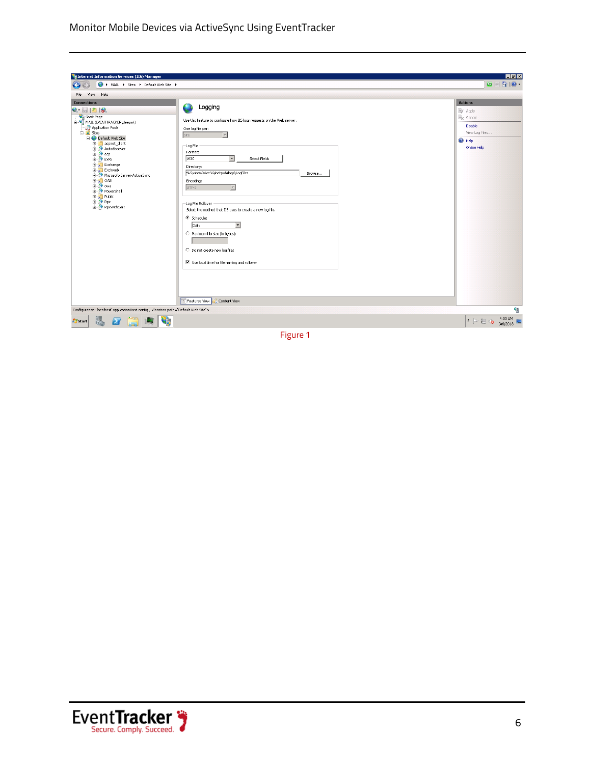Figure 1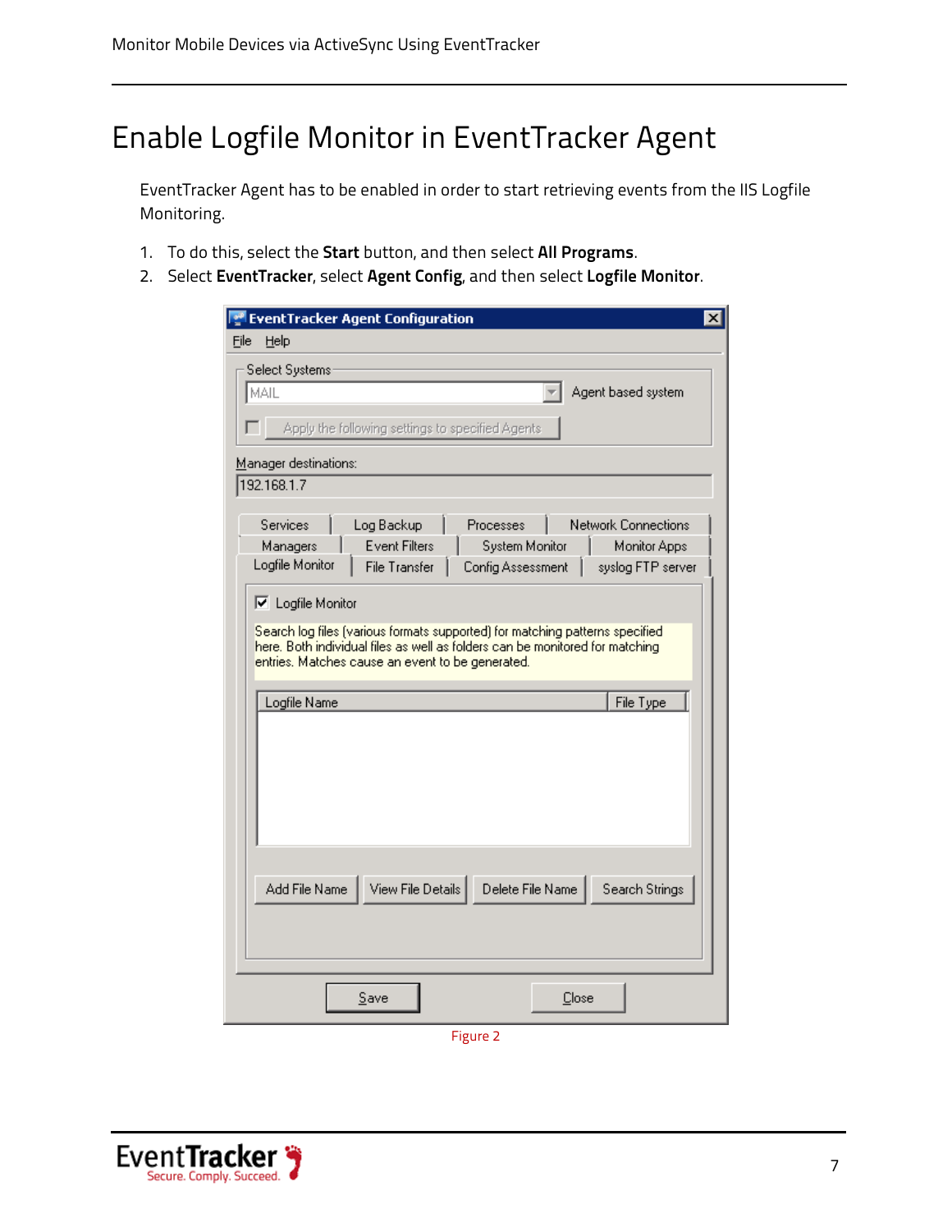# Enable Logfile Monitor in EventTracker Agent

EventTracker Agent has to be enabled in order to start retrieving events from the IIS Logfile Monitoring.

1. To do this, select the **Start** button, and then select **All Programs**.
2. Select **EventTracker**, select **Agent Config**, and then select **Logfile Monitor**.

Figure 2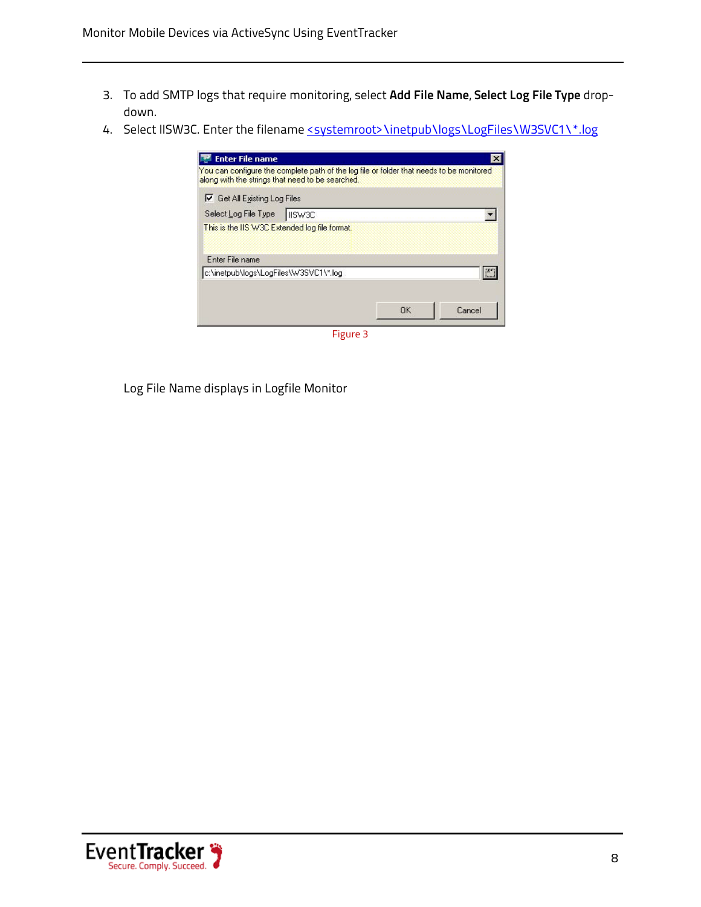3. To add SMTP logs that require monitoring, select **Add File Name**, **Select Log File Type** drop-down.
4. Select IISW3C. Enter the filename <systemroot>\inetpub\logs\LogFiles\W3SVC1\*.log

Figure 3

Log File Name displays in Logfile Monitor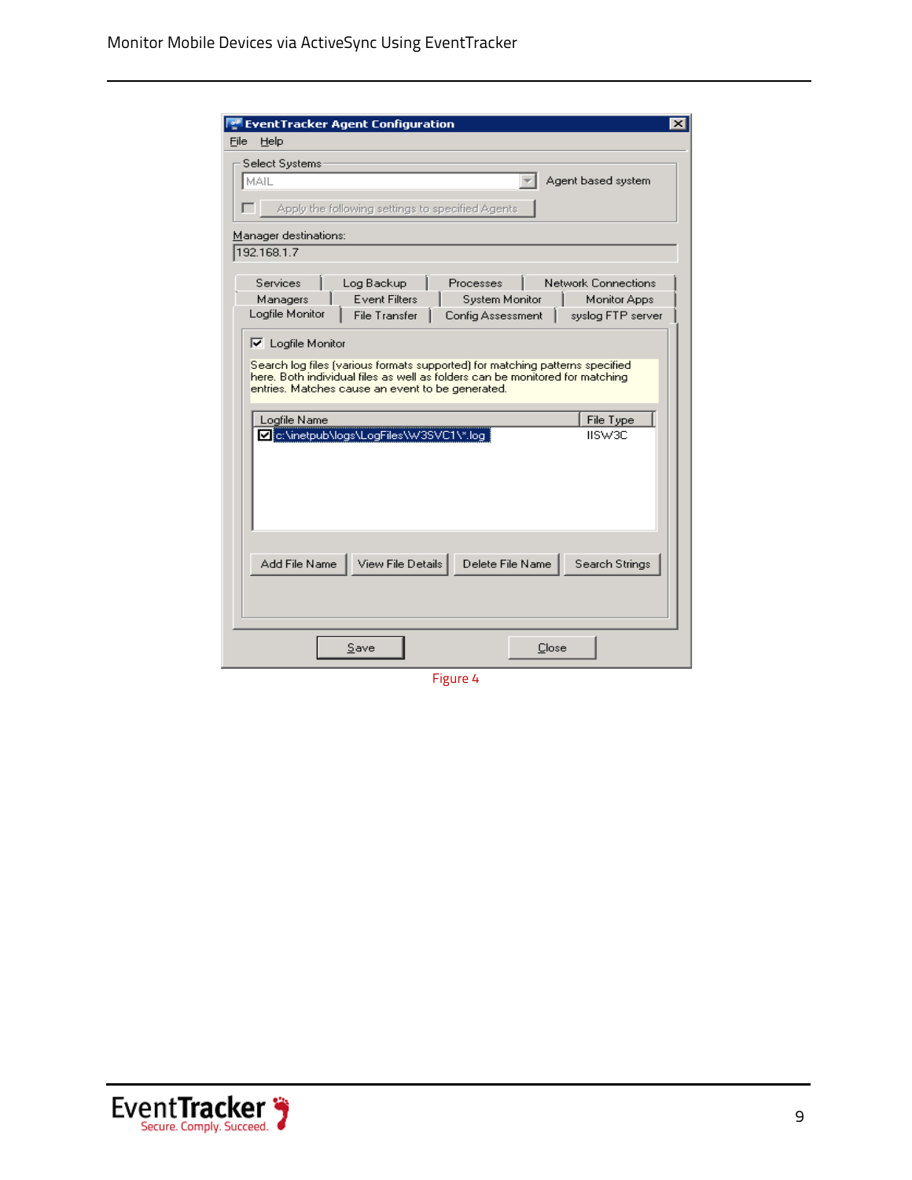Figure 4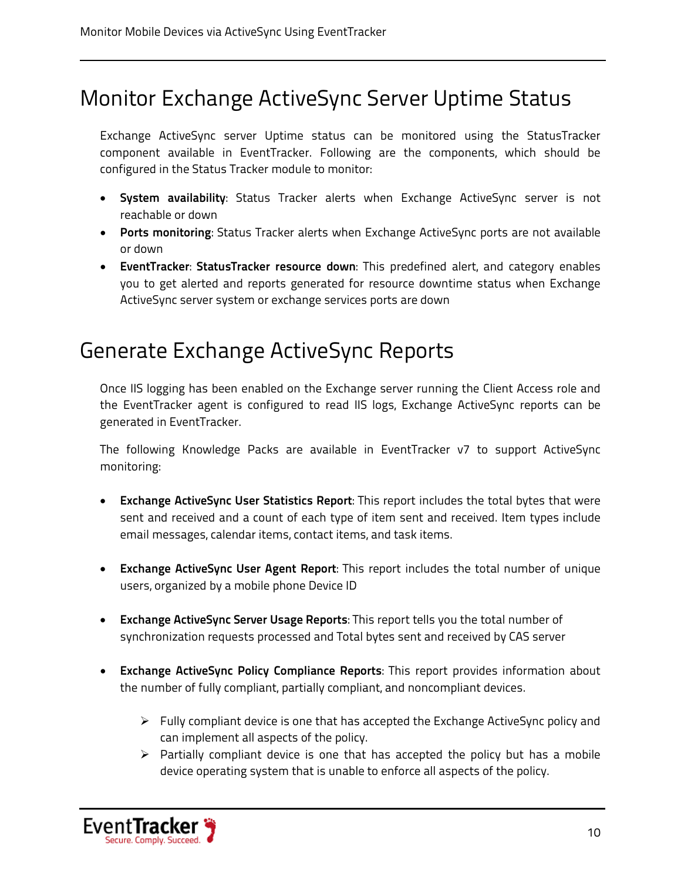# Monitor Exchange ActiveSync Server Uptime Status

Exchange ActiveSync server Uptime status can be monitored using the StatusTracker component available in EventTracker. Following are the components, which should be configured in the Status Tracker module to monitor:

- **System availability**: Status Tracker alerts when Exchange ActiveSync server is not reachable or down
- **Ports monitoring**: Status Tracker alerts when Exchange ActiveSync ports are not available or down
- **EventTracker**: **StatusTracker resource down**: This predefined alert, and category enables you to get alerted and reports generated for resource downtime status when Exchange ActiveSync server system or exchange services ports are down

# Generate Exchange ActiveSync Reports

Once IIS logging has been enabled on the Exchange server running the Client Access role and the EventTracker agent is configured to read IIS logs, Exchange ActiveSync reports can be generated in EventTracker.

The following Knowledge Packs are available in EventTracker v7 to support ActiveSync monitoring:

- **Exchange ActiveSync User Statistics Report**: This report includes the total bytes that were sent and received and a count of each type of item sent and received. Item types include email messages, calendar items, contact items, and task items.

- **Exchange ActiveSync User Agent Report**: This report includes the total number of unique users, organized by a mobile phone Device ID

- **Exchange ActiveSync Server Usage Reports**: This report tells you the total number of synchronization requests processed and Total bytes sent and received by CAS server

- **Exchange ActiveSync Policy Compliance Reports**: This report provides information about the number of fully compliant, partially compliant, and noncompliant devices.

  - Fully compliant device is one that has accepted the Exchange ActiveSync policy and can implement all aspects of the policy.
  - Partially compliant device is one that has accepted the policy but has a mobile device operating system that is unable to enforce all aspects of the policy.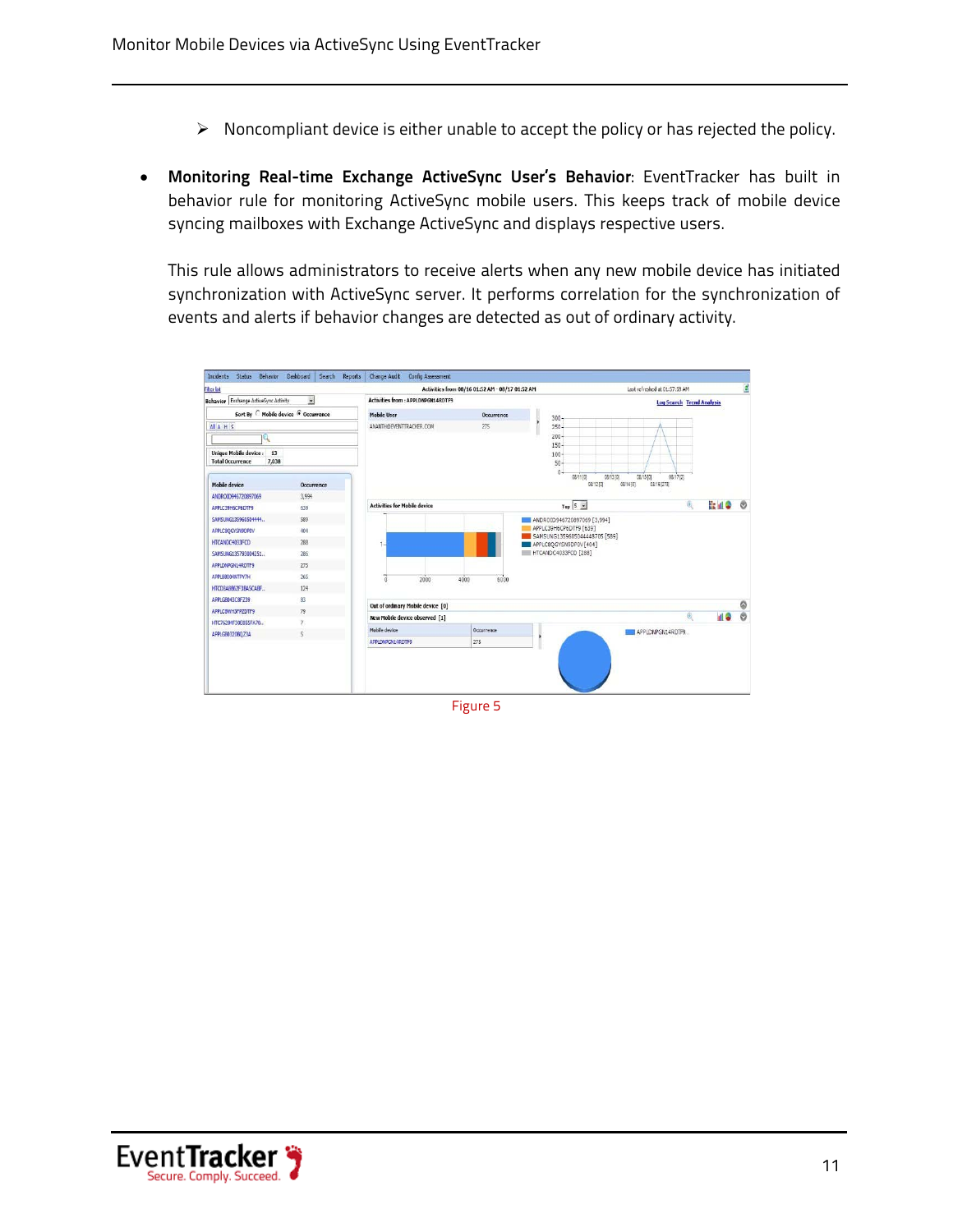- ➢ Noncompliant device is either unable to accept the policy or has rejected the policy.

- **Monitoring Real-time Exchange ActiveSync User's Behavior**: EventTracker has built in behavior rule for monitoring ActiveSync mobile users. This keeps track of mobile device syncing mailboxes with Exchange ActiveSync and displays respective users.

  This rule allows administrators to receive alerts when any new mobile device has initiated synchronization with ActiveSync server. It performs correlation for the synchronization of events and alerts if behavior changes are detected as out of ordinary activity.

Figure 5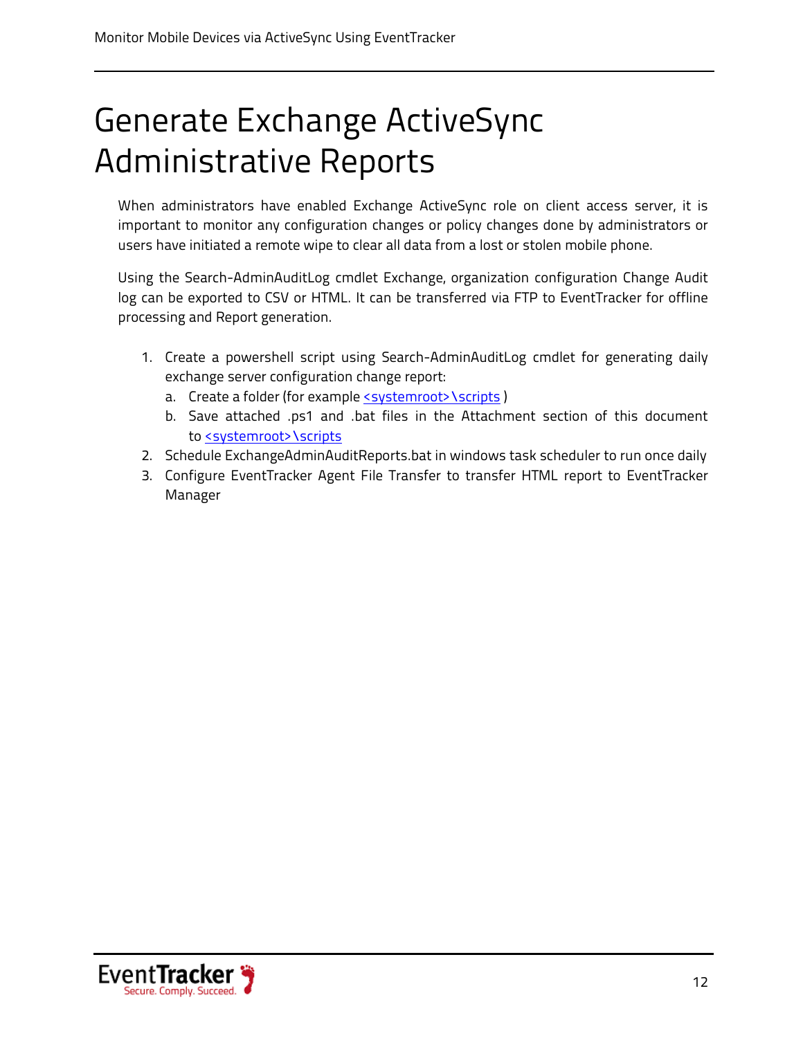# Generate Exchange ActiveSync Administrative Reports

When administrators have enabled Exchange ActiveSync role on client access server, it is important to monitor any configuration changes or policy changes done by administrators or users have initiated a remote wipe to clear all data from a lost or stolen mobile phone.

Using the Search-AdminAuditLog cmdlet Exchange, organization configuration Change Audit log can be exported to CSV or HTML. It can be transferred via FTP to EventTracker for offline processing and Report generation.

1. Create a powershell script using Search-AdminAuditLog cmdlet for generating daily exchange server configuration change report:
   a. Create a folder (for example <systemroot>\scripts )
   b. Save attached .ps1 and .bat files in the Attachment section of this document to <systemroot>\scripts
2. Schedule ExchangeAdminAuditReports.bat in windows task scheduler to run once daily
3. Configure EventTracker Agent File Transfer to transfer HTML report to EventTracker Manager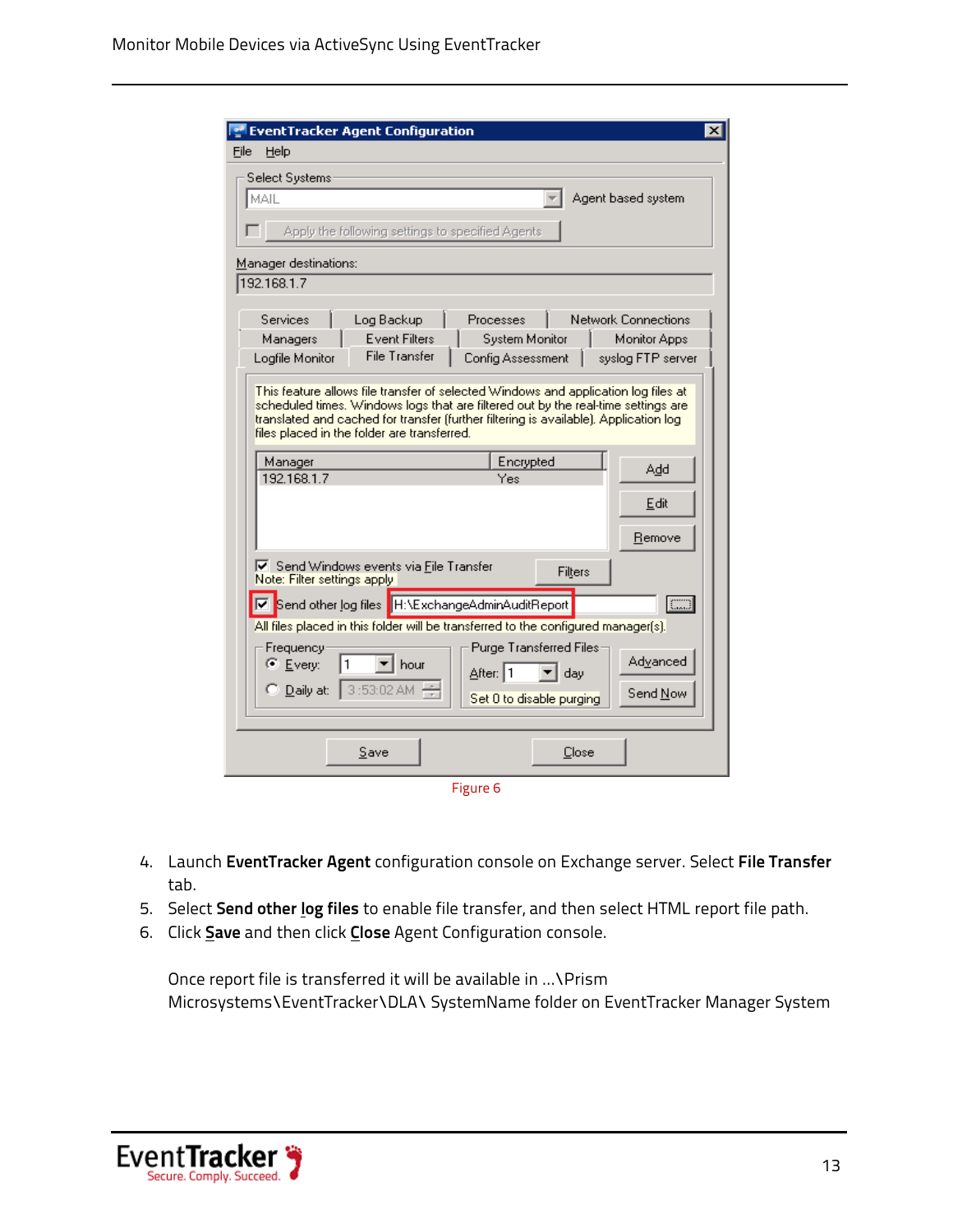Figure 6

4. Launch **EventTracker Agent** configuration console on Exchange server. Select **File Transfer** tab.
5. Select **Send other log files** to enable file transfer, and then select HTML report file path.
6. Click **Save** and then click **Close** Agent Configuration console.

Once report file is transferred it will be available in …\Prism Microsystems\EventTracker\DLA\ SystemName folder on EventTracker Manager System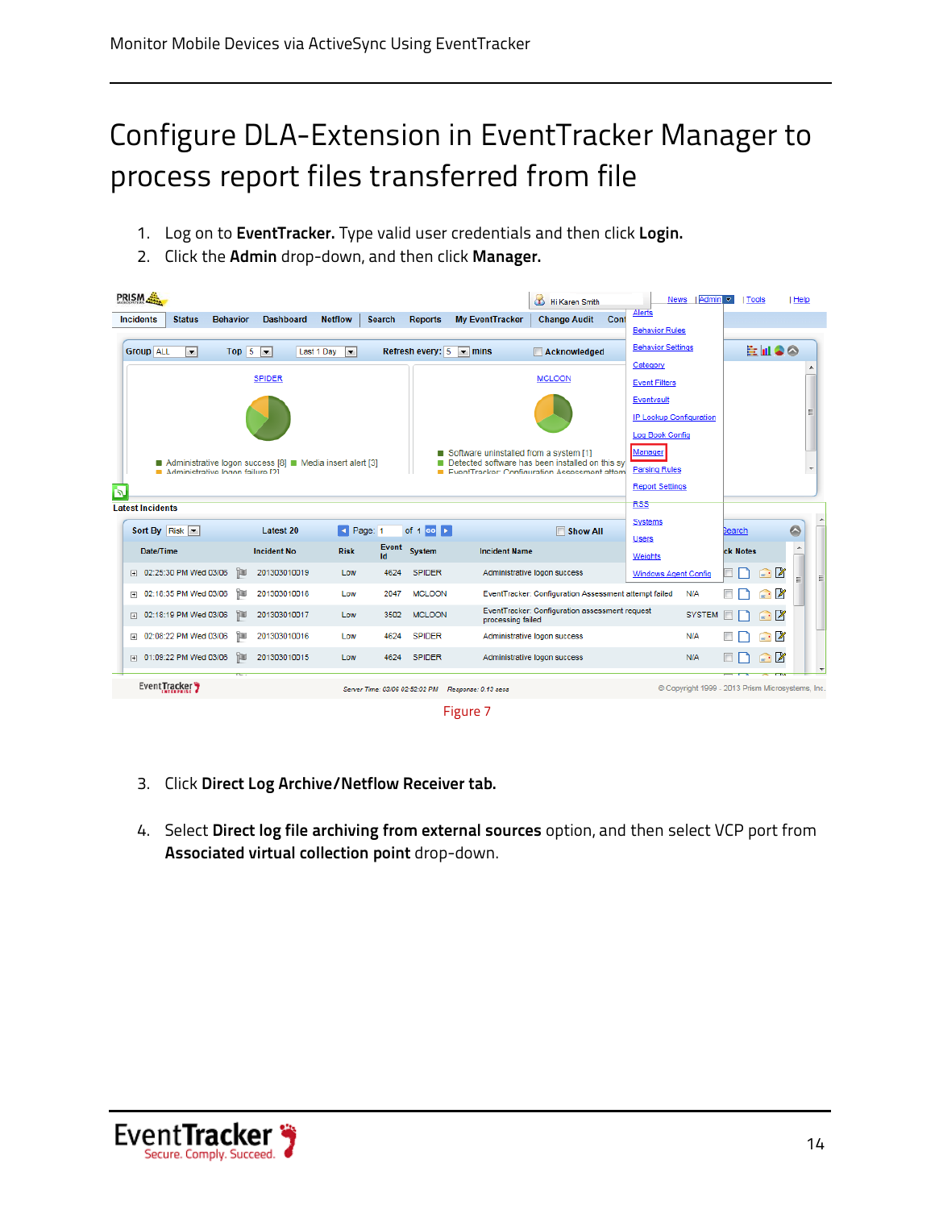# Configure DLA-Extension in EventTracker Manager to process report files transferred from file

1. Log on to **EventTracker.** Type valid user credentials and then click **Login.**
2. Click the **Admin** drop-down, and then click **Manager.**

Figure 7

3. Click **Direct Log Archive/Netflow Receiver tab.**
4. Select **Direct log file archiving from external sources** option, and then select VCP port from **Associated virtual collection point** drop-down.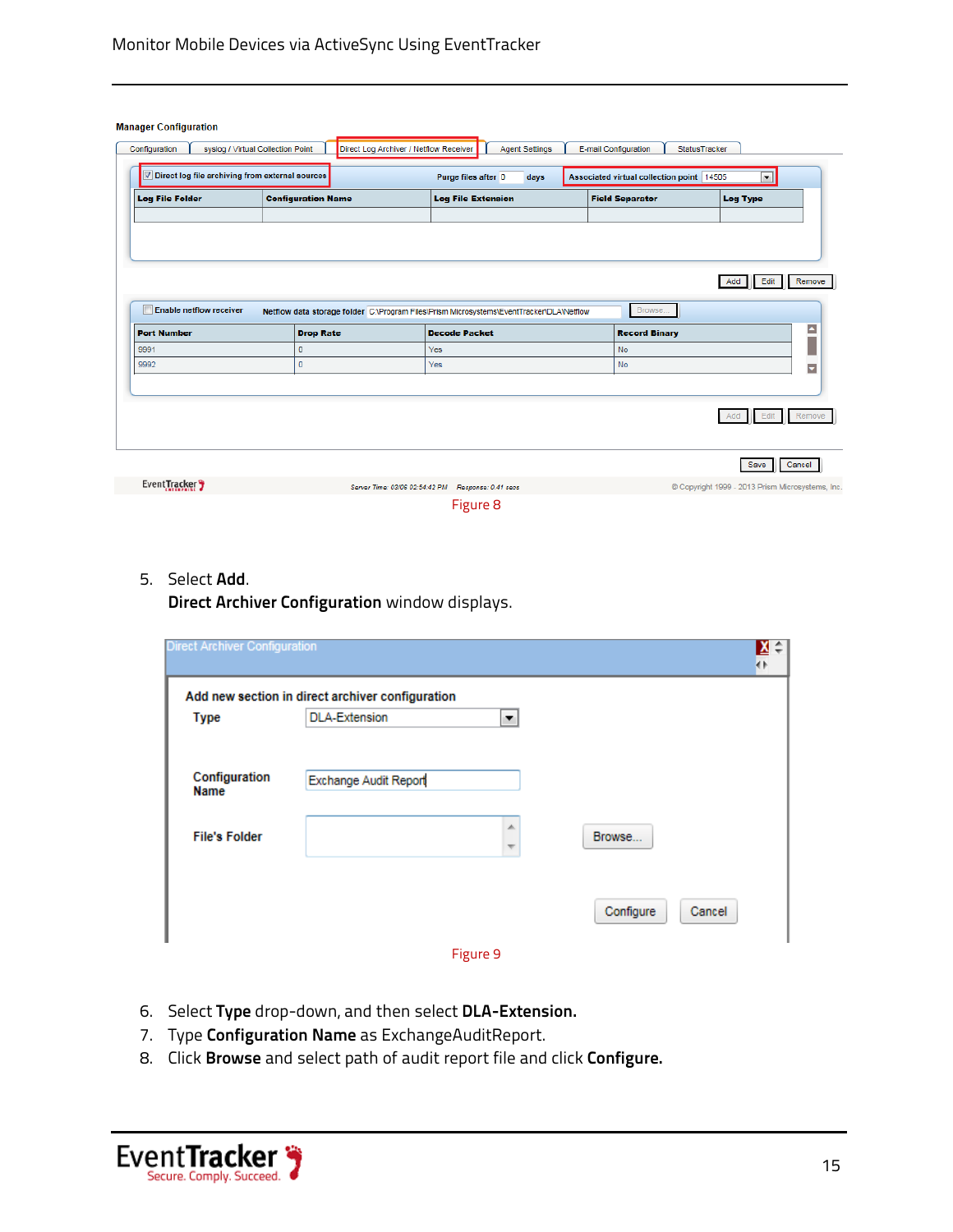Figure 8

5. Select **Add**.
   **Direct Archiver Configuration** window displays.

Figure 9

6. Select **Type** drop-down, and then select **DLA-Extension.**
7. Type **Configuration Name** as ExchangeAuditReport.
8. Click **Browse** and select path of audit report file and click **Configure.**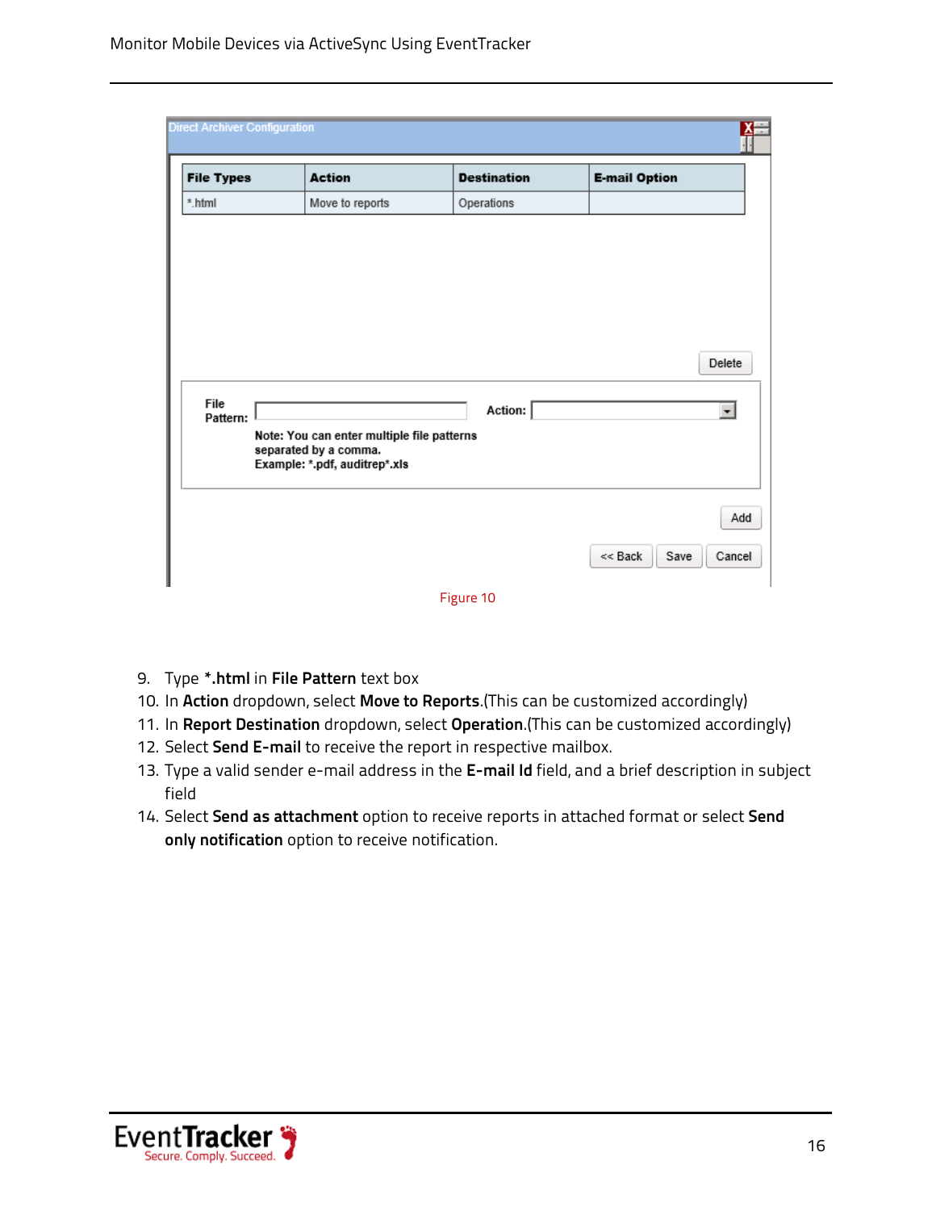Figure 10

9. Type **\*.html** in **File Pattern** text box
10. In **Action** dropdown, select **Move to Reports**.(This can be customized accordingly)
11. In **Report Destination** dropdown, select **Operation**.(This can be customized accordingly)
12. Select **Send E-mail** to receive the report in respective mailbox.
13. Type a valid sender e-mail address in the **E-mail Id** field, and a brief description in subject field
14. Select **Send as attachment** option to receive reports in attached format or select **Send only notification** option to receive notification.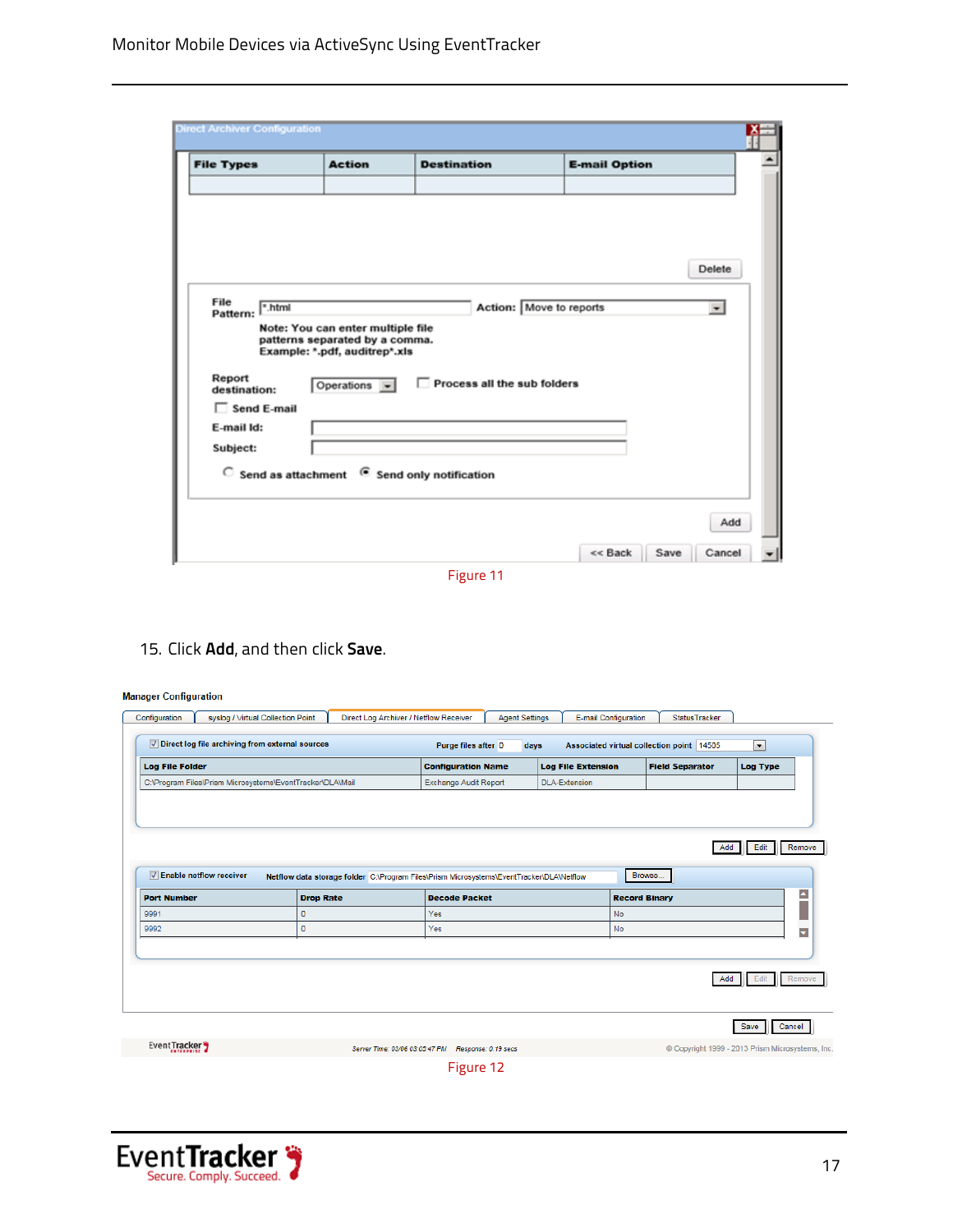Figure 11

15. Click **Add**, and then click **Save**.

Figure 12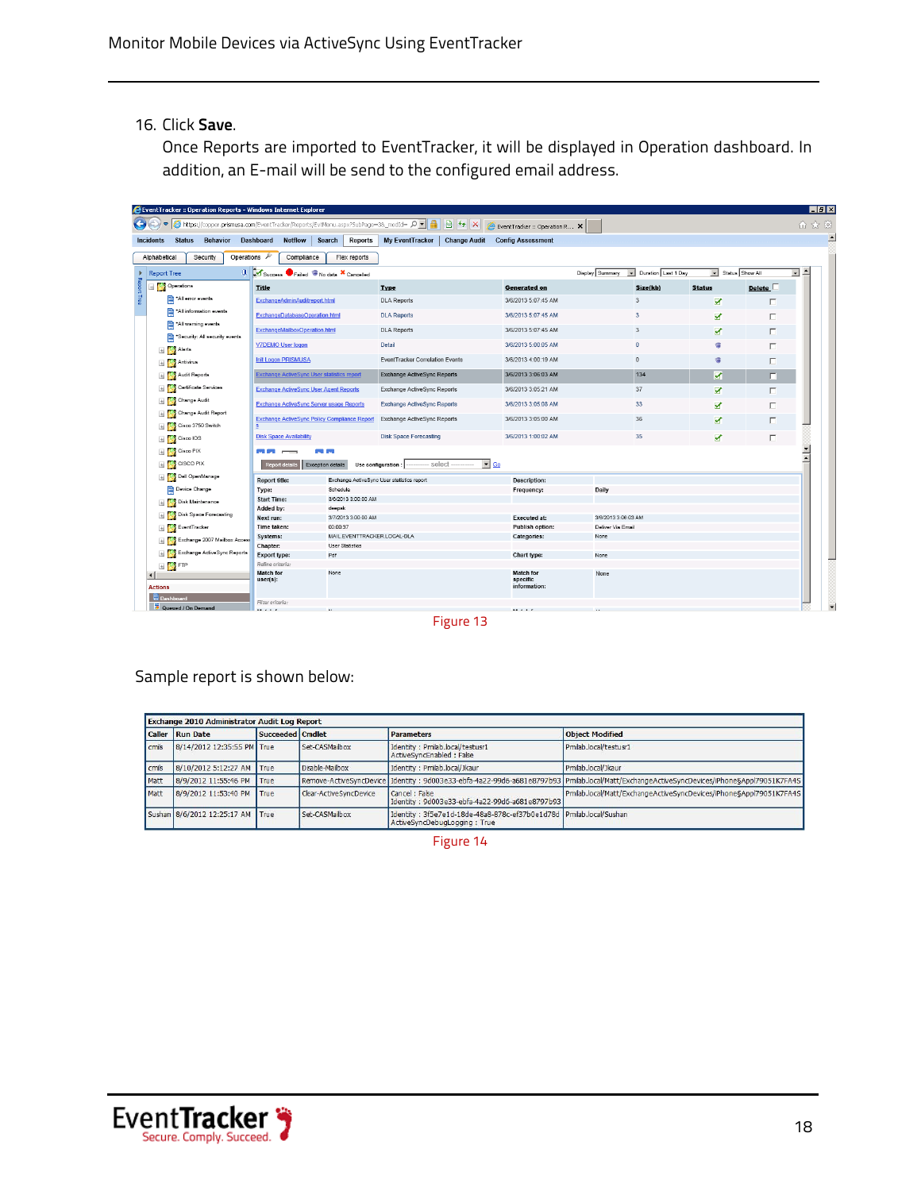16. Click **Save**.

    Once Reports are imported to EventTracker, it will be displayed in Operation dashboard. In addition, an E-mail will be send to the configured email address.

Figure 13

Sample report is shown below:

| Exchange 2010 Administrator Audit Log Report | | | | | |
|---|---|---|---|---|---|
| Caller | Run Date | Succeeded | Cmdlet | Parameters | Object Modified |
| cmis | 8/14/2012 12:35:55 PM | True | Set-CASMailbox | Identity : Pmlab.local/testusr1 ActiveSyncEnabled : False | Pmlab.local/testusr1 |
| cmis | 8/10/2012 5:12:27 AM | True | Disable-Mailbox | Identity : Pmlab.local/Jkaur | Pmlab.local/Jkaur |
| Matt | 8/9/2012 11:55:46 PM | True | Remove-ActiveSyncDevice | Identity : 9d003e33-ebfa-4a22-99d6-a681e8797b93 | Pmlab.local/Matt/ExchangeActiveSyncDevices/iPhone§Appl79051K7FA4S |
| Matt | 8/9/2012 11:53:40 PM | True | Clear-ActiveSyncDevice | Cancel : False Identity : 9d003e33-ebfa-4a22-99d6-a681e8797b93 | Pmlab.local/Matt/ExchangeActiveSyncDevices/iPhone§Appl79051K7FA4S |
| Sushan | 8/6/2012 12:25:17 AM | True | Set-CASMailbox | Identity : 3f5e7e1d-18de-48a8-878c-ef37b0e1d78d ActiveSyncDebugLogging : True | Pmlab.local/Sushan |

Figure 14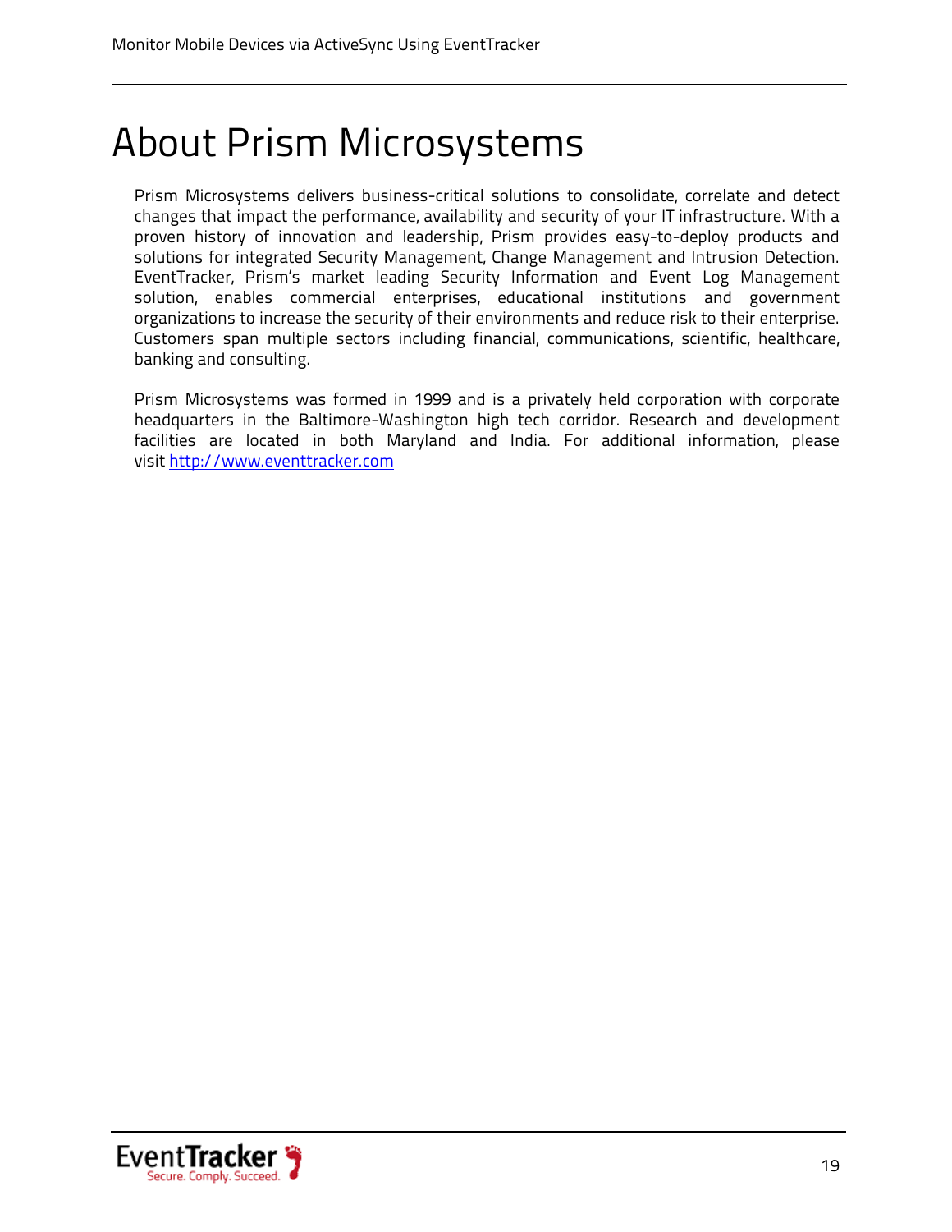# About Prism Microsystems

Prism Microsystems delivers business-critical solutions to consolidate, correlate and detect changes that impact the performance, availability and security of your IT infrastructure. With a proven history of innovation and leadership, Prism provides easy-to-deploy products and solutions for integrated Security Management, Change Management and Intrusion Detection. EventTracker, Prism's market leading Security Information and Event Log Management solution, enables commercial enterprises, educational institutions and government organizations to increase the security of their environments and reduce risk to their enterprise. Customers span multiple sectors including financial, communications, scientific, healthcare, banking and consulting.

Prism Microsystems was formed in 1999 and is a privately held corporation with corporate headquarters in the Baltimore-Washington high tech corridor. Research and development facilities are located in both Maryland and India. For additional information, please visit http://www.eventtracker.com